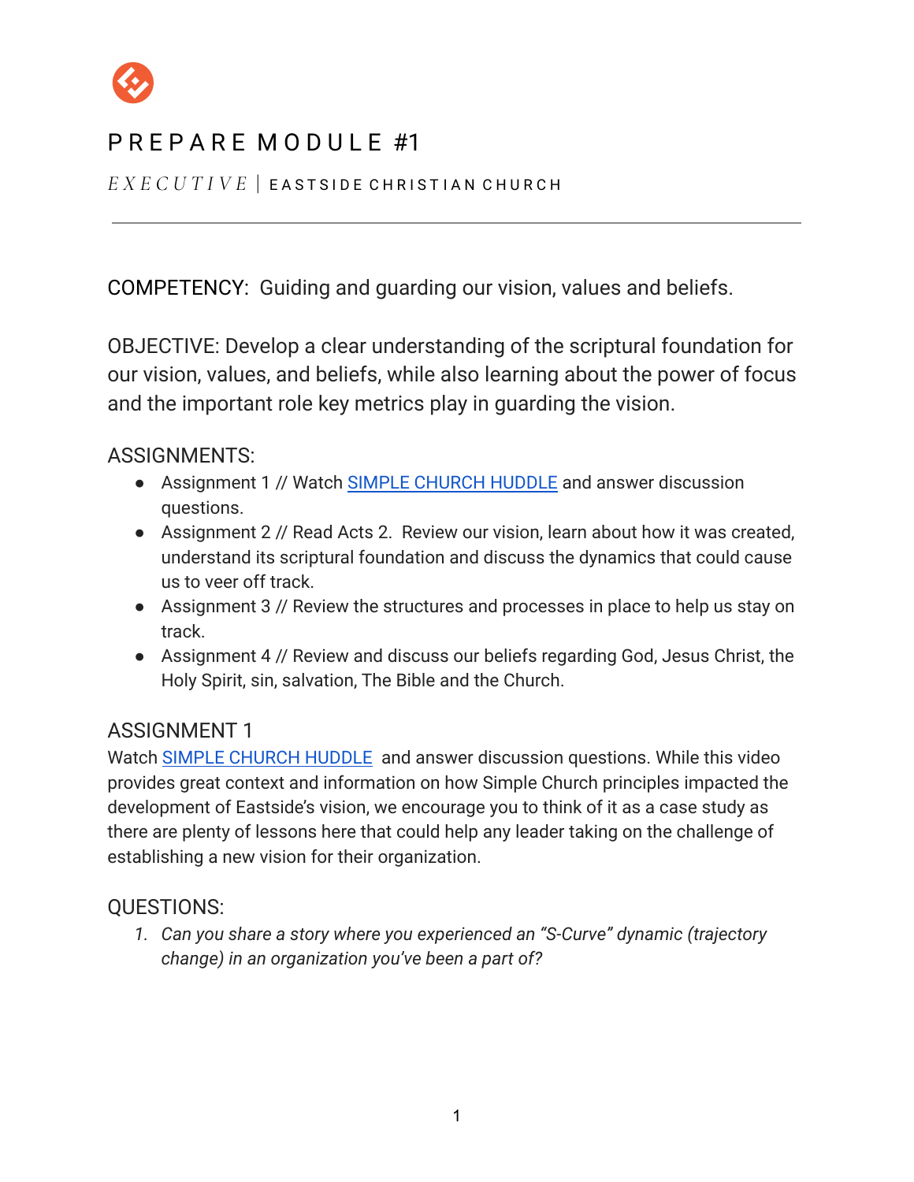# PREPARE MODULE #1

*EXECUTIVE* | EASTSIDE CHRISTIAN CHURCH

---

COMPETENCY: Guiding and guarding our vision, values and beliefs.

OBJECTIVE: Develop a clear understanding of the scriptural foundation for our vision, values, and beliefs, while also learning about the power of focus and the important role key metrics play in guarding the vision.

## ASSIGNMENTS:

- Assignment 1 // Watch SIMPLE CHURCH HUDDLE and answer discussion questions.
- Assignment 2 // Read Acts 2. Review our vision, learn about how it was created, understand its scriptural foundation and discuss the dynamics that could cause us to veer off track.
- Assignment 3 // Review the structures and processes in place to help us stay on track.
- Assignment 4 // Review and discuss our beliefs regarding God, Jesus Christ, the Holy Spirit, sin, salvation, The Bible and the Church.

## ASSIGNMENT 1

Watch SIMPLE CHURCH HUDDLE and answer discussion questions. While this video provides great context and information on how Simple Church principles impacted the development of Eastside's vision, we encourage you to think of it as a case study as there are plenty of lessons here that could help any leader taking on the challenge of establishing a new vision for their organization.

## QUESTIONS:

1. *Can you share a story where you experienced an "S-Curve" dynamic (trajectory change) in an organization you've been a part of?*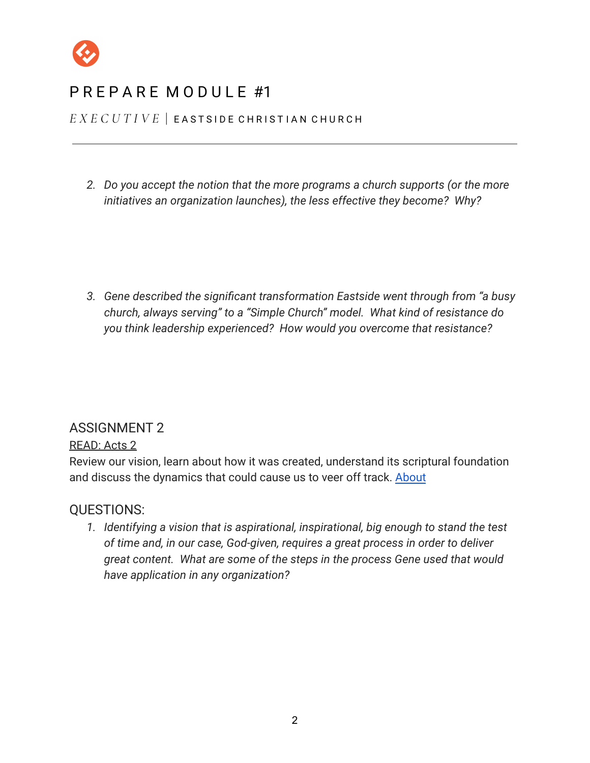2. *Do you accept the notion that the more programs a church supports (or the more initiatives an organization launches), the less effective they become? Why?*

3. *Gene described the significant transformation Eastside went through from "a busy church, always serving" to a "Simple Church" model. What kind of resistance do you think leadership experienced? How would you overcome that resistance?*

## ASSIGNMENT 2

READ: Acts 2

Review our vision, learn about how it was created, understand its scriptural foundation and discuss the dynamics that could cause us to veer off track. About

## QUESTIONS:

1. *Identifying a vision that is aspirational, inspirational, big enough to stand the test of time and, in our case, God-given, requires a great process in order to deliver great content. What are some of the steps in the process Gene used that would have application in any organization?*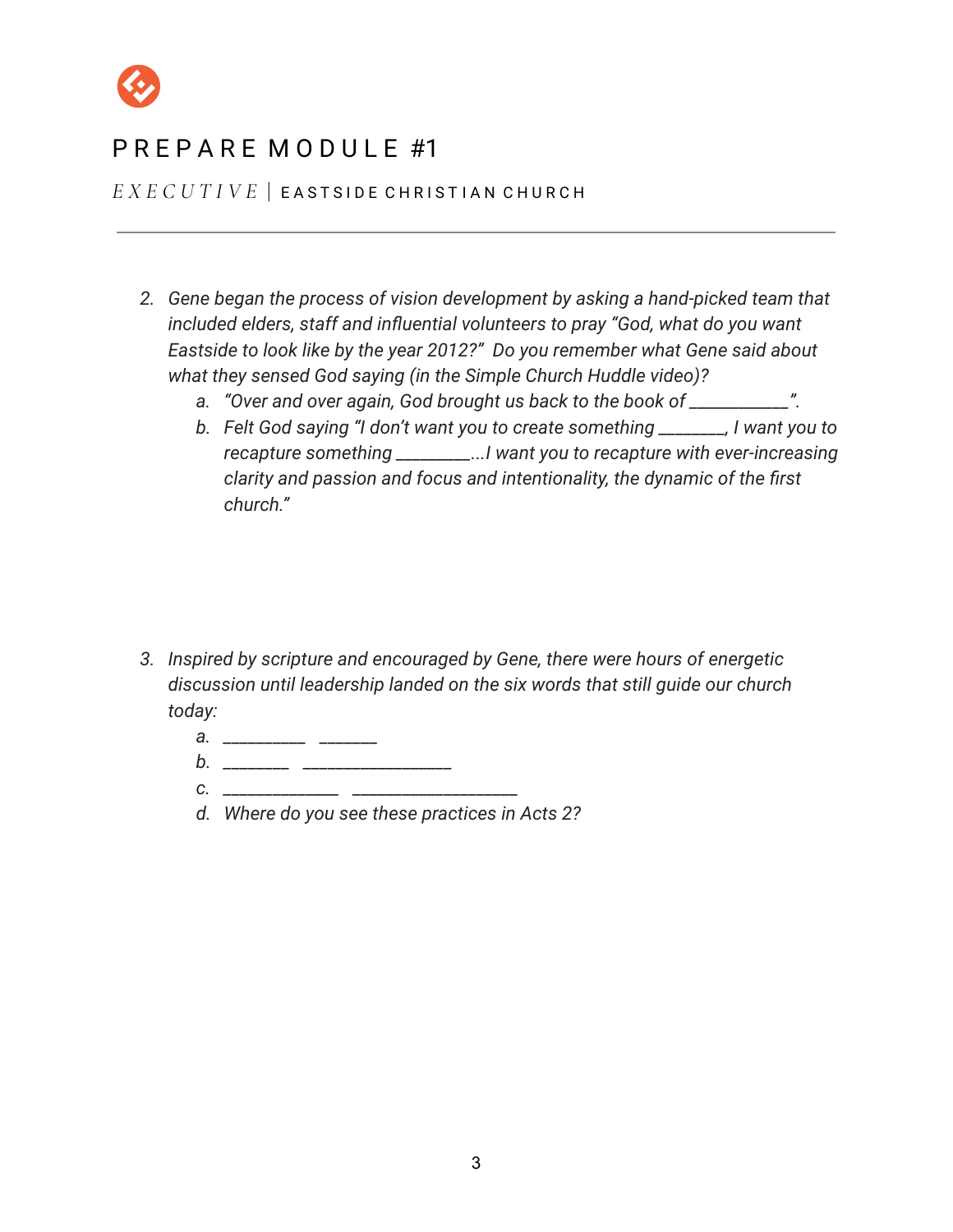# PREPARE MODULE #1

*EXECUTIVE* | EASTSIDE CHRISTIAN CHURCH

---

2. *Gene began the process of vision development by asking a hand-picked team that included elders, staff and influential volunteers to pray "God, what do you want Eastside to look like by the year 2012?" Do you remember what Gene said about what they sensed God saying (in the Simple Church Huddle video)?*
   a. *"Over and over again, God brought us back to the book of ___________".*
   b. *Felt God saying "I don't want you to create something _______, I want you to recapture something ________...I want you to recapture with ever-increasing clarity and passion and focus and intentionality, the dynamic of the first church."*

3. *Inspired by scripture and encouraged by Gene, there were hours of energetic discussion until leadership landed on the six words that still guide our church today:*
   a. _________ _______
   b. ________ _________________
   c. _____________ ___________________
   d. *Where do you see these practices in Acts 2?*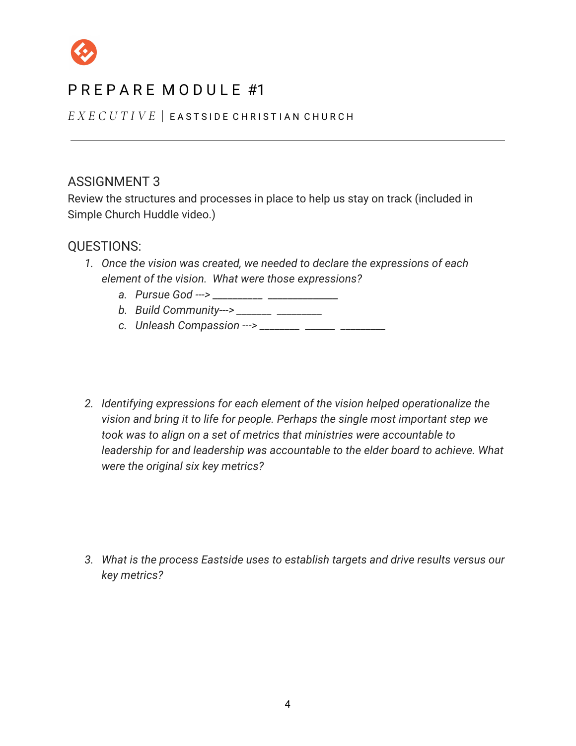# PREPARE MODULE #1

*EXECUTIVE* | EASTSIDE CHRISTIAN CHURCH

---

## ASSIGNMENT 3

Review the structures and processes in place to help us stay on track (included in Simple Church Huddle video.)

## QUESTIONS:

1. *Once the vision was created, we needed to declare the expressions of each element of the vision. What were those expressions?*
   a. *Pursue God --->* __________ ______________
   b. *Build Community--->* _______ _________
   c. *Unleash Compassion --->* ________ ______ _________

2. *Identifying expressions for each element of the vision helped operationalize the vision and bring it to life for people. Perhaps the single most important step we took was to align on a set of metrics that ministries were accountable to leadership for and leadership was accountable to the elder board to achieve. What were the original six key metrics?*

3. *What is the process Eastside uses to establish targets and drive results versus our key metrics?*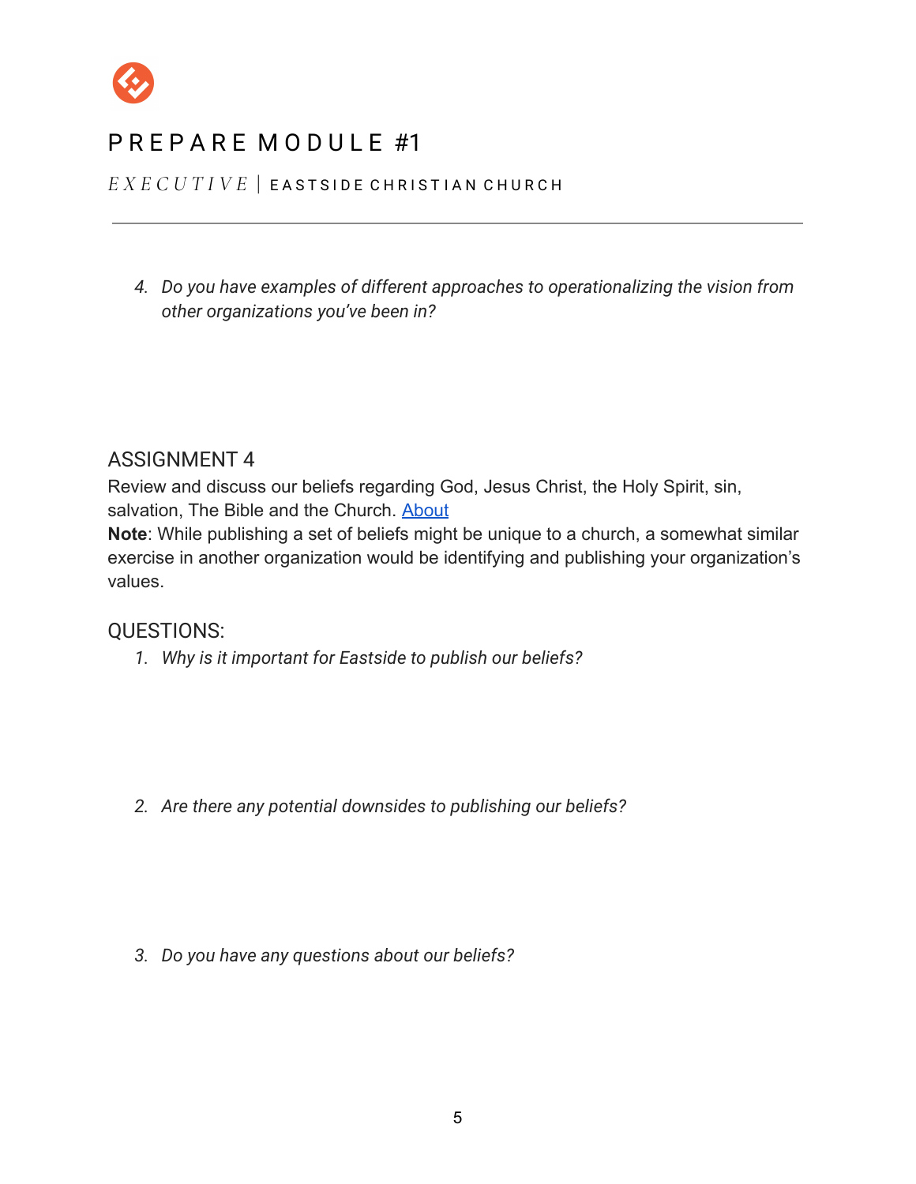# PREPARE MODULE #1

*EXECUTIVE* | EASTSIDE CHRISTIAN CHURCH

---

4. *Do you have examples of different approaches to operationalizing the vision from other organizations you've been in?*

## ASSIGNMENT 4

Review and discuss our beliefs regarding God, Jesus Christ, the Holy Spirit, sin, salvation, The Bible and the Church. About

**Note**: While publishing a set of beliefs might be unique to a church, a somewhat similar exercise in another organization would be identifying and publishing your organization's values.

## QUESTIONS:

1. *Why is it important for Eastside to publish our beliefs?*

2. *Are there any potential downsides to publishing our beliefs?*

3. *Do you have any questions about our beliefs?*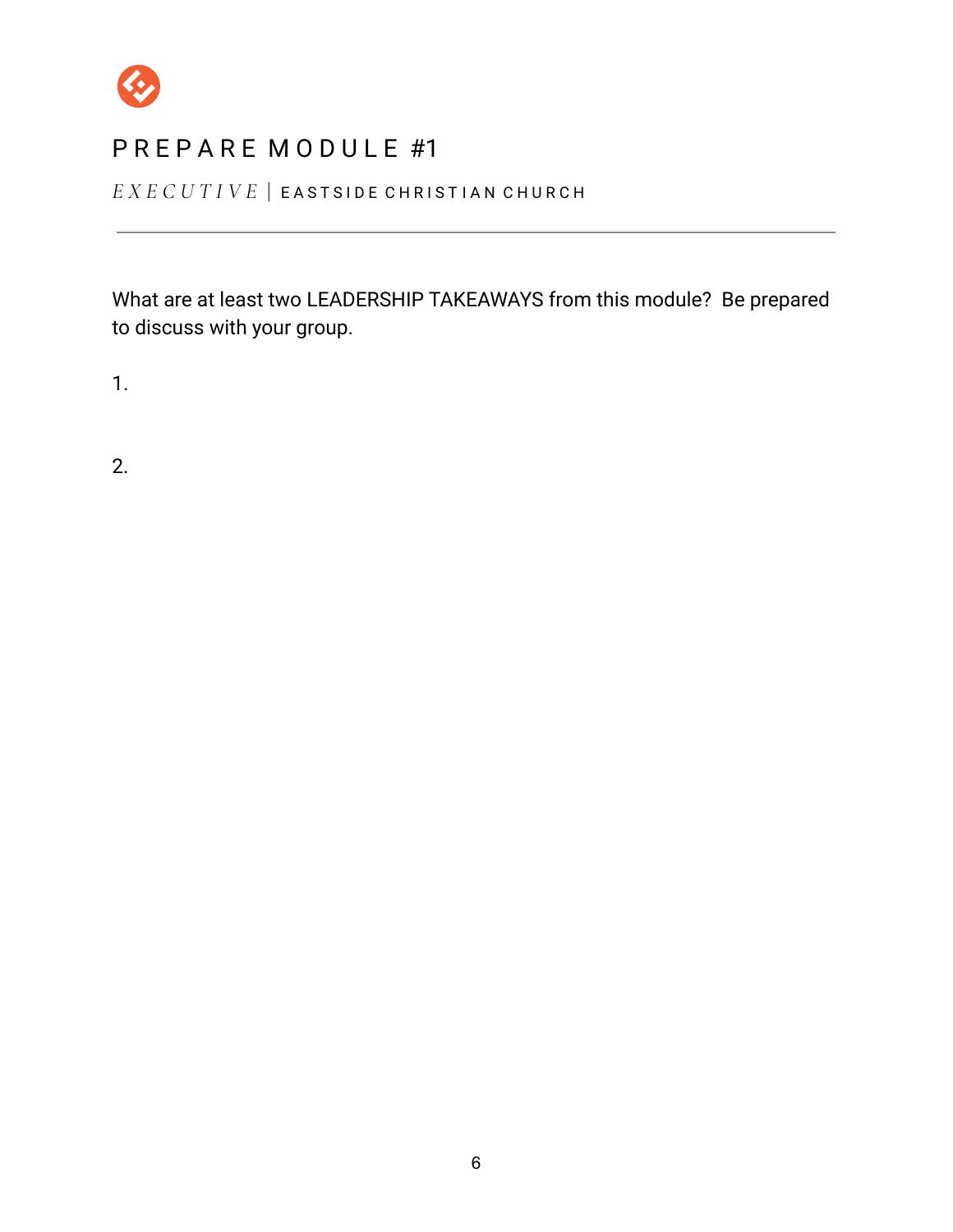# PREPARE MODULE #1

*EXECUTIVE* | EASTSIDE CHRISTIAN CHURCH

---

What are at least two LEADERSHIP TAKEAWAYS from this module? Be prepared to discuss with your group.

1.

2.